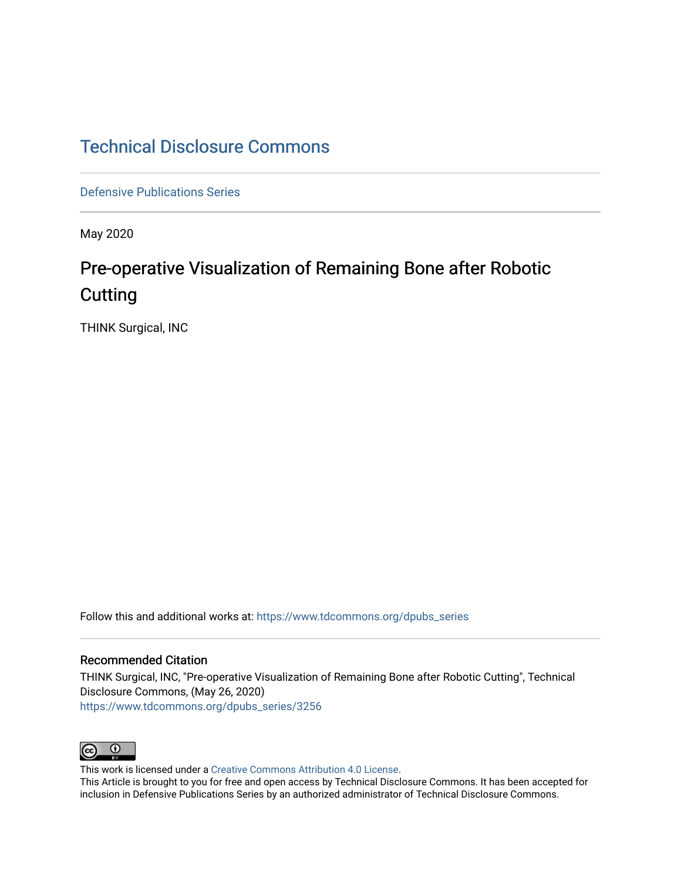# Technical Disclosure Commons

Defensive Publications Series

May 2020

## Pre-operative Visualization of Remaining Bone after Robotic Cutting

THINK Surgical, INC

Follow this and additional works at: https://www.tdcommons.org/dpubs_series

### Recommended Citation

THINK Surgical, INC, "Pre-operative Visualization of Remaining Bone after Robotic Cutting", Technical Disclosure Commons, (May 26, 2020)
https://www.tdcommons.org/dpubs_series/3256

This work is licensed under a Creative Commons Attribution 4.0 License.
This Article is brought to you for free and open access by Technical Disclosure Commons. It has been accepted for inclusion in Defensive Publications Series by an authorized administrator of Technical Disclosure Commons.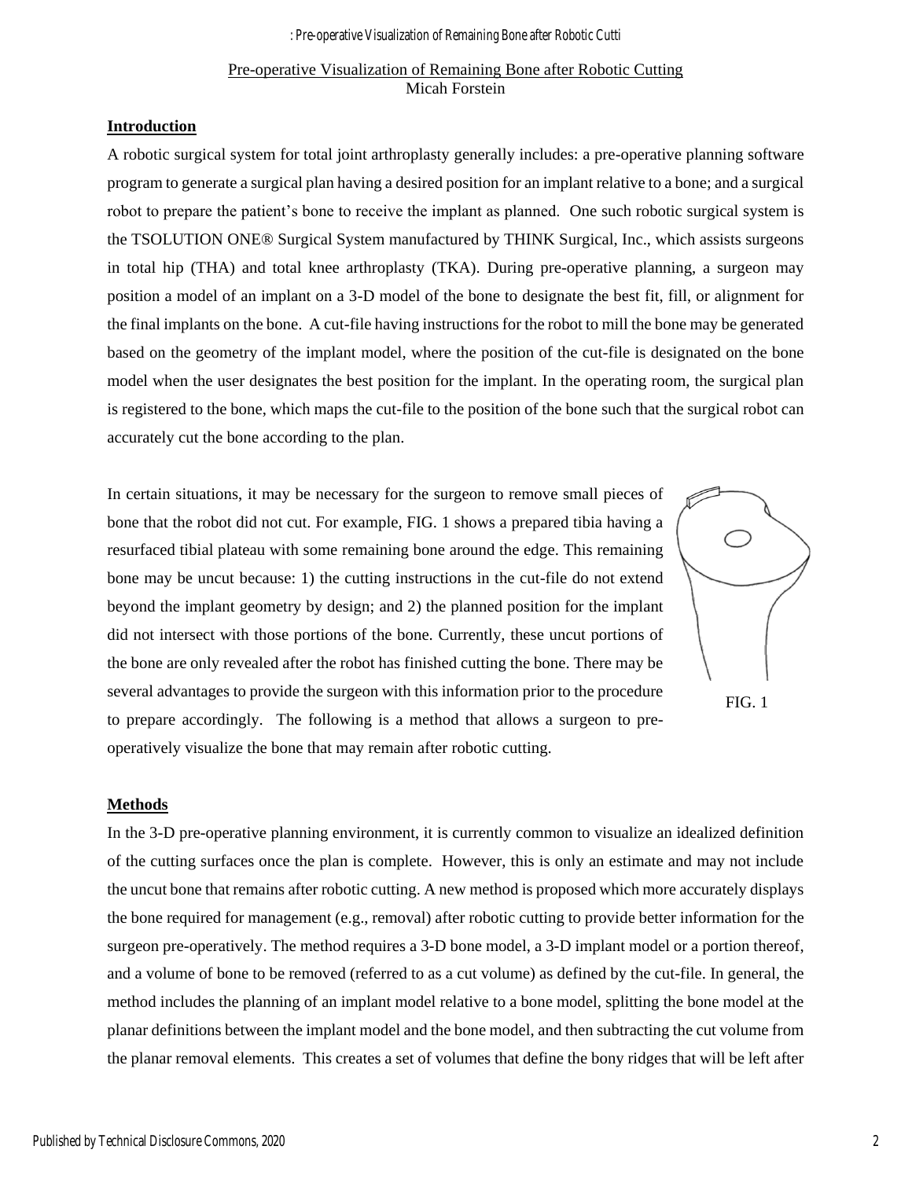Pre-operative Visualization of Remaining Bone after Robotic Cutting
Micah Forstein

## Introduction

A robotic surgical system for total joint arthroplasty generally includes: a pre-operative planning software program to generate a surgical plan having a desired position for an implant relative to a bone; and a surgical robot to prepare the patient's bone to receive the implant as planned. One such robotic surgical system is the TSOLUTION ONE® Surgical System manufactured by THINK Surgical, Inc., which assists surgeons in total hip (THA) and total knee arthroplasty (TKA). During pre-operative planning, a surgeon may position a model of an implant on a 3-D model of the bone to designate the best fit, fill, or alignment for the final implants on the bone. A cut-file having instructions for the robot to mill the bone may be generated based on the geometry of the implant model, where the position of the cut-file is designated on the bone model when the user designates the best position for the implant. In the operating room, the surgical plan is registered to the bone, which maps the cut-file to the position of the bone such that the surgical robot can accurately cut the bone according to the plan.

In certain situations, it may be necessary for the surgeon to remove small pieces of bone that the robot did not cut. For example, FIG. 1 shows a prepared tibia having a resurfaced tibial plateau with some remaining bone around the edge. This remaining bone may be uncut because: 1) the cutting instructions in the cut-file do not extend beyond the implant geometry by design; and 2) the planned position for the implant did not intersect with those portions of the bone. Currently, these uncut portions of the bone are only revealed after the robot has finished cutting the bone. There may be several advantages to provide the surgeon with this information prior to the procedure to prepare accordingly. The following is a method that allows a surgeon to pre-operatively visualize the bone that may remain after robotic cutting.

FIG. 1

## Methods

In the 3-D pre-operative planning environment, it is currently common to visualize an idealized definition of the cutting surfaces once the plan is complete. However, this is only an estimate and may not include the uncut bone that remains after robotic cutting. A new method is proposed which more accurately displays the bone required for management (e.g., removal) after robotic cutting to provide better information for the surgeon pre-operatively. The method requires a 3-D bone model, a 3-D implant model or a portion thereof, and a volume of bone to be removed (referred to as a cut volume) as defined by the cut-file. In general, the method includes the planning of an implant model relative to a bone model, splitting the bone model at the planar definitions between the implant model and the bone model, and then subtracting the cut volume from the planar removal elements. This creates a set of volumes that define the bony ridges that will be left after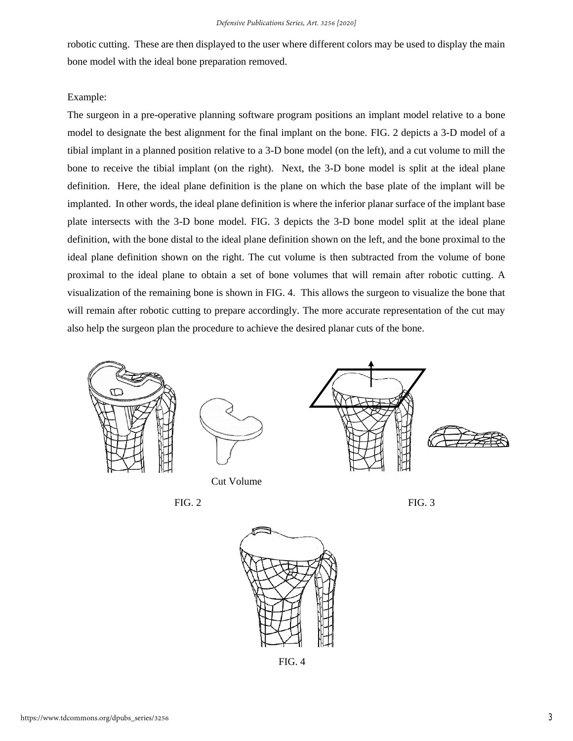robotic cutting. These are then displayed to the user where different colors may be used to display the main bone model with the ideal bone preparation removed.

Example:

The surgeon in a pre-operative planning software program positions an implant model relative to a bone model to designate the best alignment for the final implant on the bone. FIG. 2 depicts a 3-D model of a tibial implant in a planned position relative to a 3-D bone model (on the left), and a cut volume to mill the bone to receive the tibial implant (on the right). Next, the 3-D bone model is split at the ideal plane definition. Here, the ideal plane definition is the plane on which the base plate of the implant will be implanted. In other words, the ideal plane definition is where the inferior planar surface of the implant base plate intersects with the 3-D bone model. FIG. 3 depicts the 3-D bone model split at the ideal plane definition, with the bone distal to the ideal plane definition shown on the left, and the bone proximal to the ideal plane definition shown on the right. The cut volume is then subtracted from the volume of bone proximal to the ideal plane to obtain a set of bone volumes that will remain after robotic cutting. A visualization of the remaining bone is shown in FIG. 4. This allows the surgeon to visualize the bone that will remain after robotic cutting to prepare accordingly. The more accurate representation of the cut may also help the surgeon plan the procedure to achieve the desired planar cuts of the bone.

Cut Volume

FIG. 2

FIG. 3

FIG. 4